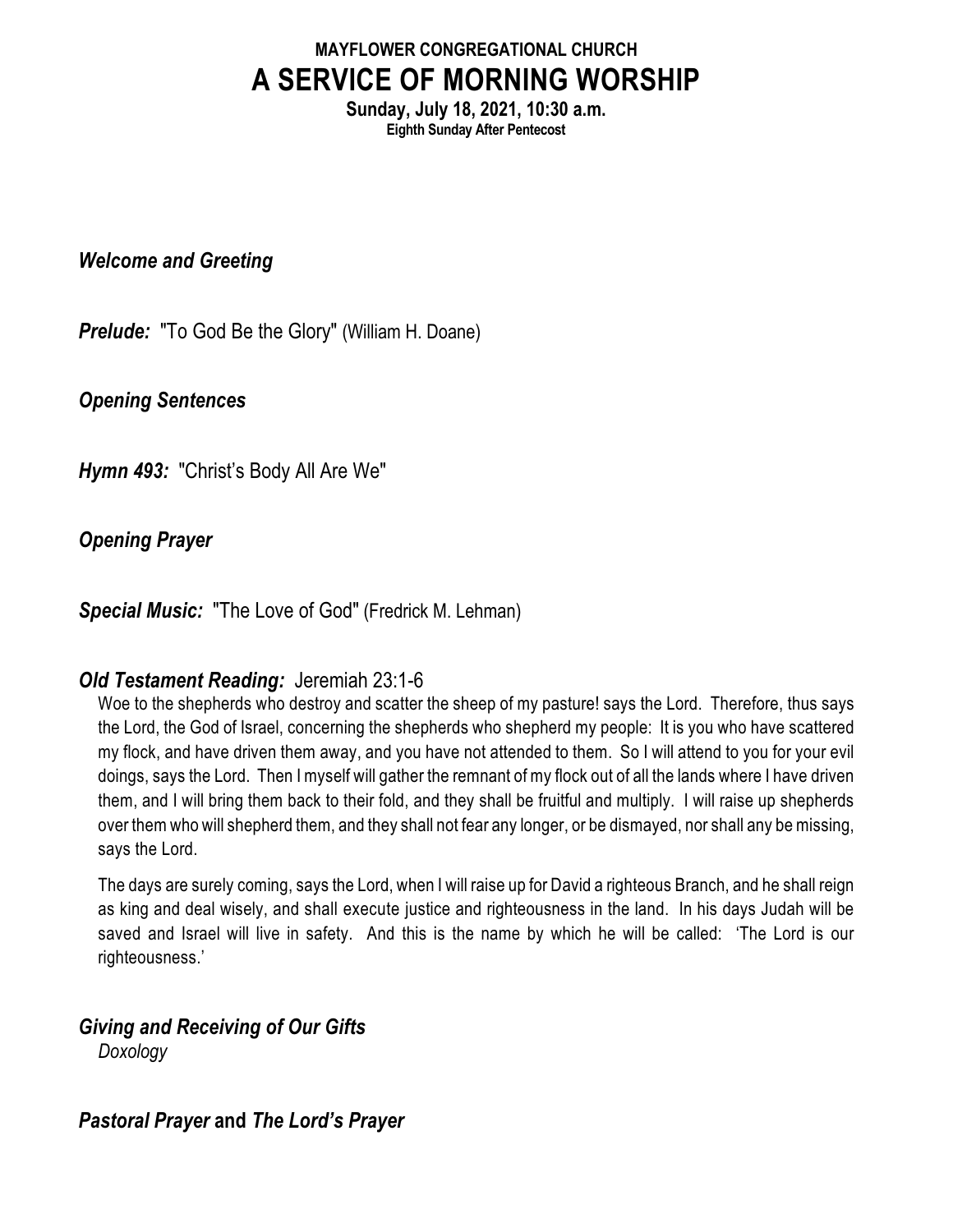**MAYFLOWER CONGREGATIONAL CHURCH**

# A SERVICE OF MORNING WORSHIP

**Sunday, July 18, 2021, 10:30 a.m.**

**Eighth Sunday After Pentecost**

***Welcome and Greeting***

***Prelude:*** "To God Be the Glory" (William H. Doane)

***Opening Sentences***

***Hymn 493:*** "Christ's Body All Are We"

***Opening Prayer***

***Special Music:*** "The Love of God" (Fredrick M. Lehman)

***Old Testament Reading:*** Jeremiah 23:1-6

Woe to the shepherds who destroy and scatter the sheep of my pasture! says the Lord. Therefore, thus says the Lord, the God of Israel, concerning the shepherds who shepherd my people: It is you who have scattered my flock, and have driven them away, and you have not attended to them. So I will attend to you for your evil doings, says the Lord. Then I myself will gather the remnant of my flock out of all the lands where I have driven them, and I will bring them back to their fold, and they shall be fruitful and multiply. I will raise up shepherds over them who will shepherd them, and they shall not fear any longer, or be dismayed, nor shall any be missing, says the Lord.

The days are surely coming, says the Lord, when I will raise up for David a righteous Branch, and he shall reign as king and deal wisely, and shall execute justice and righteousness in the land. In his days Judah will be saved and Israel will live in safety. And this is the name by which he will be called: 'The Lord is our righteousness.'

***Giving and Receiving of Our Gifts***

*Doxology*

***Pastoral Prayer*** **and** ***The Lord's Prayer***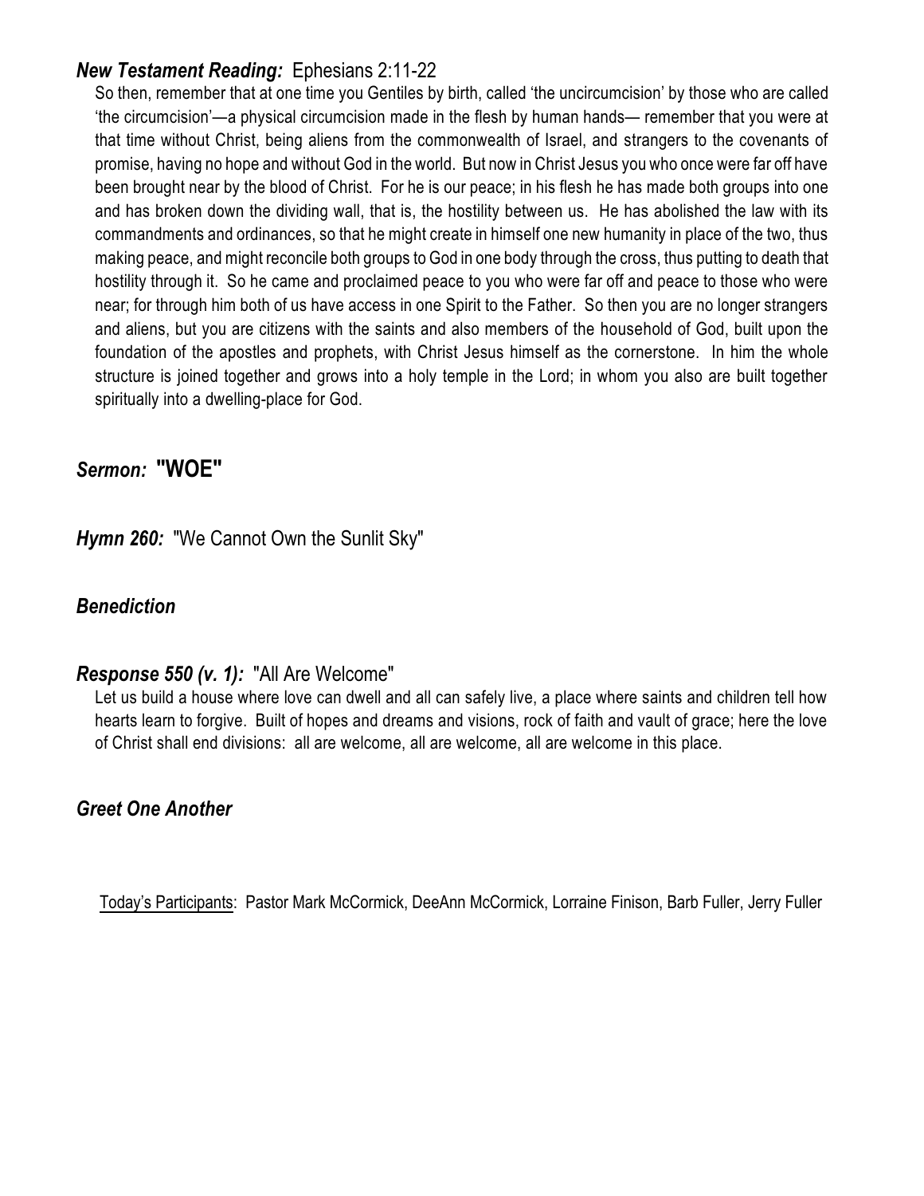***New Testament Reading:*** Ephesians 2:11-22

So then, remember that at one time you Gentiles by birth, called 'the uncircumcision' by those who are called 'the circumcision'—a physical circumcision made in the flesh by human hands— remember that you were at that time without Christ, being aliens from the commonwealth of Israel, and strangers to the covenants of promise, having no hope and without God in the world. But now in Christ Jesus you who once were far off have been brought near by the blood of Christ. For he is our peace; in his flesh he has made both groups into one and has broken down the dividing wall, that is, the hostility between us. He has abolished the law with its commandments and ordinances, so that he might create in himself one new humanity in place of the two, thus making peace, and might reconcile both groups to God in one body through the cross, thus putting to death that hostility through it. So he came and proclaimed peace to you who were far off and peace to those who were near; for through him both of us have access in one Spirit to the Father. So then you are no longer strangers and aliens, but you are citizens with the saints and also members of the household of God, built upon the foundation of the apostles and prophets, with Christ Jesus himself as the cornerstone. In him the whole structure is joined together and grows into a holy temple in the Lord; in whom you also are built together spiritually into a dwelling-place for God.

***Sermon:*** **"WOE"**

***Hymn 260:*** "We Cannot Own the Sunlit Sky"

***Benediction***

***Response 550 (v. 1):*** "All Are Welcome"

Let us build a house where love can dwell and all can safely live, a place where saints and children tell how hearts learn to forgive. Built of hopes and dreams and visions, rock of faith and vault of grace; here the love of Christ shall end divisions: all are welcome, all are welcome, all are welcome in this place.

***Greet One Another***

Today's Participants: Pastor Mark McCormick, DeeAnn McCormick, Lorraine Finison, Barb Fuller, Jerry Fuller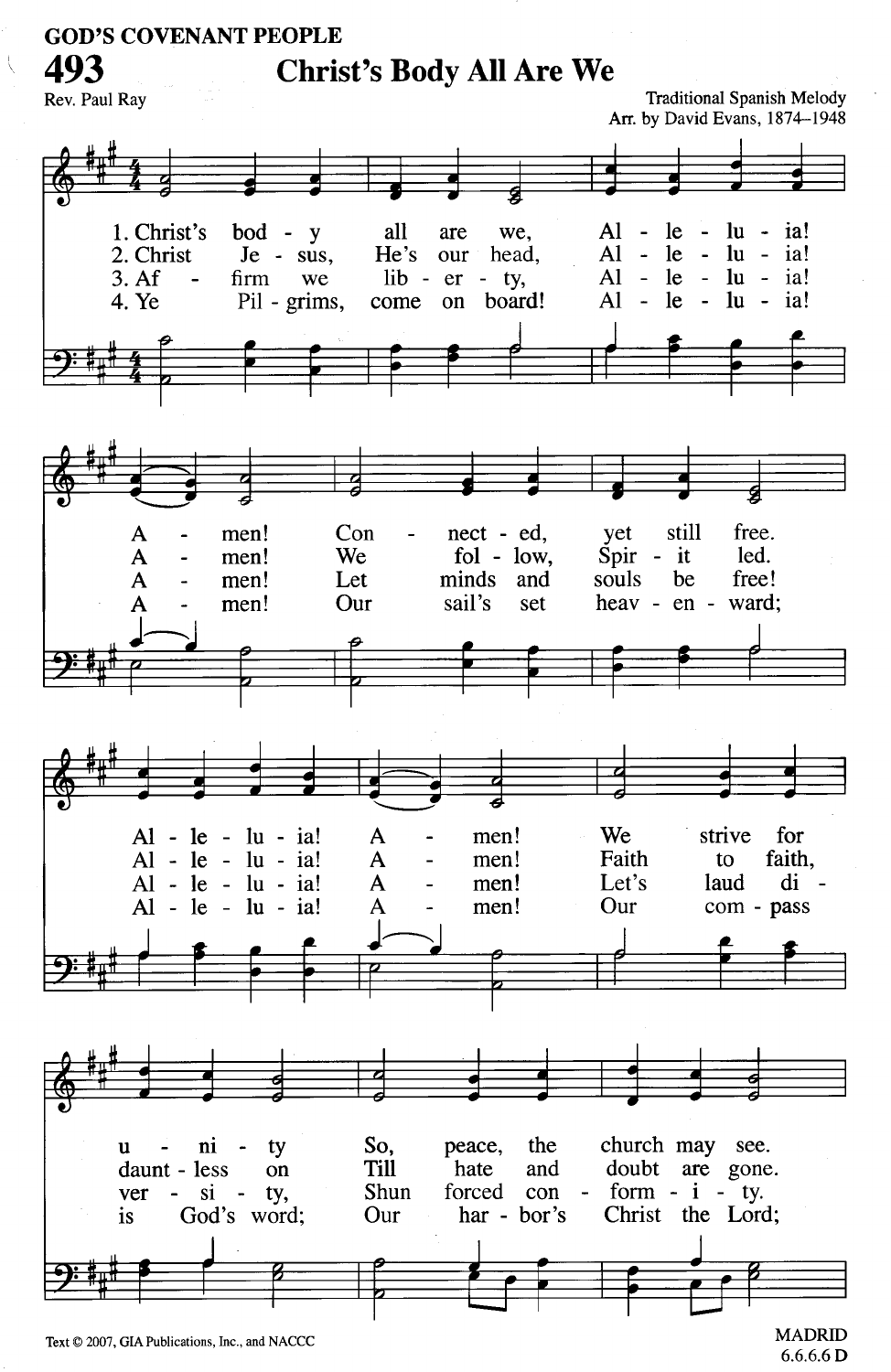GOD'S COVENANT PEOPLE

# 493 Christ's Body All Are We

Rev. Paul Ray

Traditional Spanish Melody
Arr. by David Evans, 1874–1948

1. Christ's body all are we, Alleluia! Amen! Connected, yet still free. Alleluia! Amen! We strive for unity So, peace, the church may see.

2. Christ Jesus, He's our head, Alleluia! Amen! We follow, Spirit led. Alleluia! Amen! Faith to faith, dauntless on Till hate and doubt are gone.

3. Affirm we liberty, Alleluia! Amen! Let minds and souls be free! Alleluia! Amen! Let's laud diversity, Shun forced conformity.

4. Ye Pilgrims, come on board! Alleluia! Amen! Our sail's set heavenward; Alleluia! Amen! Our compass is God's word; Our harbor's Christ the Lord;

Text © 2007, GIA Publications, Inc., and NACCC

MADRID
6.6.6.6 D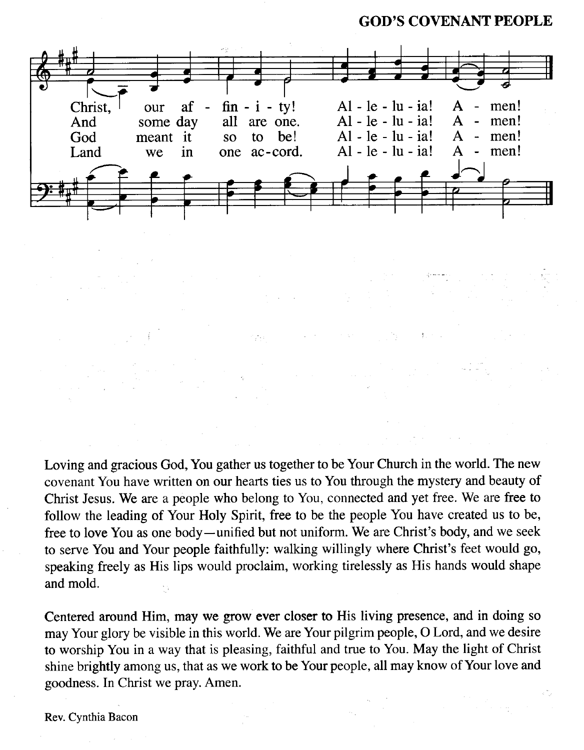Christ, our af - fin - i - ty! Al - le - lu - ia! A - men!
And some day all are one. Al - le - lu - ia! A - men!
God meant it so to be! Al - le - lu - ia! A - men!
Land we in one ac-cord. Al - le - lu - ia! A - men!

Loving and gracious God, You gather us together to be Your Church in the world. The new covenant You have written on our hearts ties us to You through the mystery and beauty of Christ Jesus. We are a people who belong to You, connected and yet free. We are free to follow the leading of Your Holy Spirit, free to be the people You have created us to be, free to love You as one body—unified but not uniform. We are Christ's body, and we seek to serve You and Your people faithfully: walking willingly where Christ's feet would go, speaking freely as His lips would proclaim, working tirelessly as His hands would shape and mold.

Centered around Him, may we grow ever closer to His living presence, and in doing so may Your glory be visible in this world. We are Your pilgrim people, O Lord, and we desire to worship You in a way that is pleasing, faithful and true to You. May the light of Christ shine brightly among us, that as we work to be Your people, all may know of Your love and goodness. In Christ we pray. Amen.

Rev. Cynthia Bacon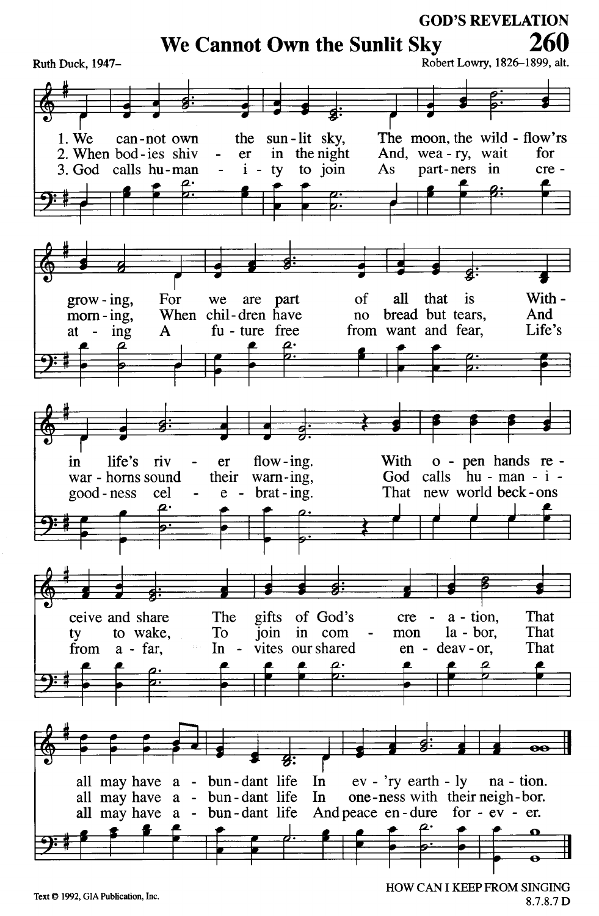# We Cannot Own the Sunlit Sky

**260**

Ruth Duck, 1947–

Robert Lowry, 1826–1899, alt.

1. We cannot own the sunlit sky,
The moon, the wild-flow'rs growing,
For we are part of all that is
Within life's river flowing.
With open hands receive and share
The gifts of God's creation,
That all may have abundant life
In ev'ry earthly nation.

2. When bodies shiver in the night
And, weary, wait for morning,
When children have no bread but tears,
And war-horns sound their warning,
God calls humanity to wake,
To join in common labor,
That all may have abundant life
In oneness with their neighbor.

3. God calls humanity to join
As partners in creating
A future free from want and fear,
Life's goodness celebrating.
That new world beckons from afar,
Invites our shared endeavor,
That all may have abundant life
And peace endure forever.

Text © 1992, GIA Publication, Inc.

HOW CAN I KEEP FROM SINGING
8.7.8.7 D